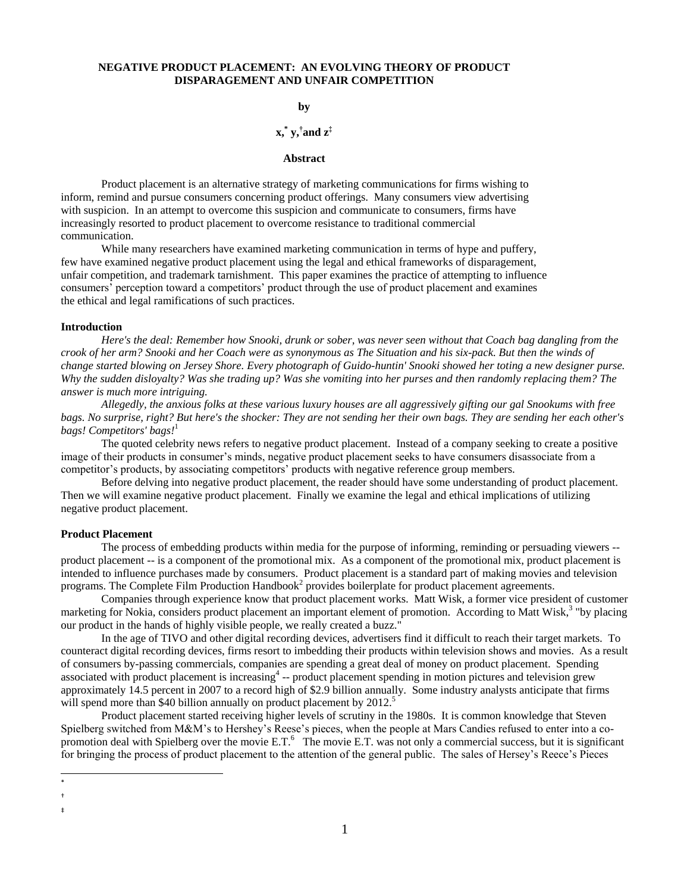# NEGATIVE PRODUCT PLACEMENT: AN EVOLVING THEORY OF PRODUCT DISPARAGEMENT AND UNFAIR COMPETITION

**by**

**x,[*] y,[†] and z[‡]**

**Abstract**

Product placement is an alternative strategy of marketing communications for firms wishing to inform, remind and pursue consumers concerning product offerings. Many consumers view advertising with suspicion. In an attempt to overcome this suspicion and communicate to consumers, firms have increasingly resorted to product placement to overcome resistance to traditional commercial communication.

While many researchers have examined marketing communication in terms of hype and puffery, few have examined negative product placement using the legal and ethical frameworks of disparagement, unfair competition, and trademark tarnishment. This paper examines the practice of attempting to influence consumers' perception toward a competitors' product through the use of product placement and examines the ethical and legal ramifications of such practices.

## Introduction

*Here's the deal: Remember how Snooki, drunk or sober, was never seen without that Coach bag dangling from the crook of her arm? Snooki and her Coach were as synonymous as The Situation and his six-pack. But then the winds of change started blowing on Jersey Shore. Every photograph of Guido-huntin' Snooki showed her toting a new designer purse. Why the sudden disloyalty? Was she trading up? Was she vomiting into her purses and then randomly replacing them? The answer is much more intriguing.*

*Allegedly, the anxious folks at these various luxury houses are all aggressively gifting our gal Snookums with free bags. No surprise, right? But here's the shocker: They are not sending her their own bags. They are sending her each other's bags! Competitors' bags!*[1]

The quoted celebrity news refers to negative product placement. Instead of a company seeking to create a positive image of their products in consumer's minds, negative product placement seeks to have consumers disassociate from a competitor's products, by associating competitors' products with negative reference group members.

Before delving into negative product placement, the reader should have some understanding of product placement. Then we will examine negative product placement. Finally we examine the legal and ethical implications of utilizing negative product placement.

## Product Placement

The process of embedding products within media for the purpose of informing, reminding or persuading viewers -- product placement -- is a component of the promotional mix. As a component of the promotional mix, product placement is intended to influence purchases made by consumers. Product placement is a standard part of making movies and television programs. The Complete Film Production Handbook[2] provides boilerplate for product placement agreements.

Companies through experience know that product placement works. Matt Wisk, a former vice president of customer marketing for Nokia, considers product placement an important element of promotion. According to Matt Wisk,[3] "by placing our product in the hands of highly visible people, we really created a buzz."

In the age of TIVO and other digital recording devices, advertisers find it difficult to reach their target markets. To counteract digital recording devices, firms resort to imbedding their products within television shows and movies. As a result of consumers by-passing commercials, companies are spending a great deal of money on product placement. Spending associated with product placement is increasing[4] -- product placement spending in motion pictures and television grew approximately 14.5 percent in 2007 to a record high of $2.9 billion annually. Some industry analysts anticipate that firms will spend more than $40 billion annually on product placement by 2012.[5]

Product placement started receiving higher levels of scrutiny in the 1980s. It is common knowledge that Steven Spielberg switched from M&M's to Hershey's Reese's pieces, when the people at Mars Candies refused to enter into a co-promotion deal with Spielberg over the movie E.T.[6] The movie E.T. was not only a commercial success, but it is significant for bringing the process of product placement to the attention of the general public. The sales of Hersey's Reece's Pieces

[*]

[†]

[‡]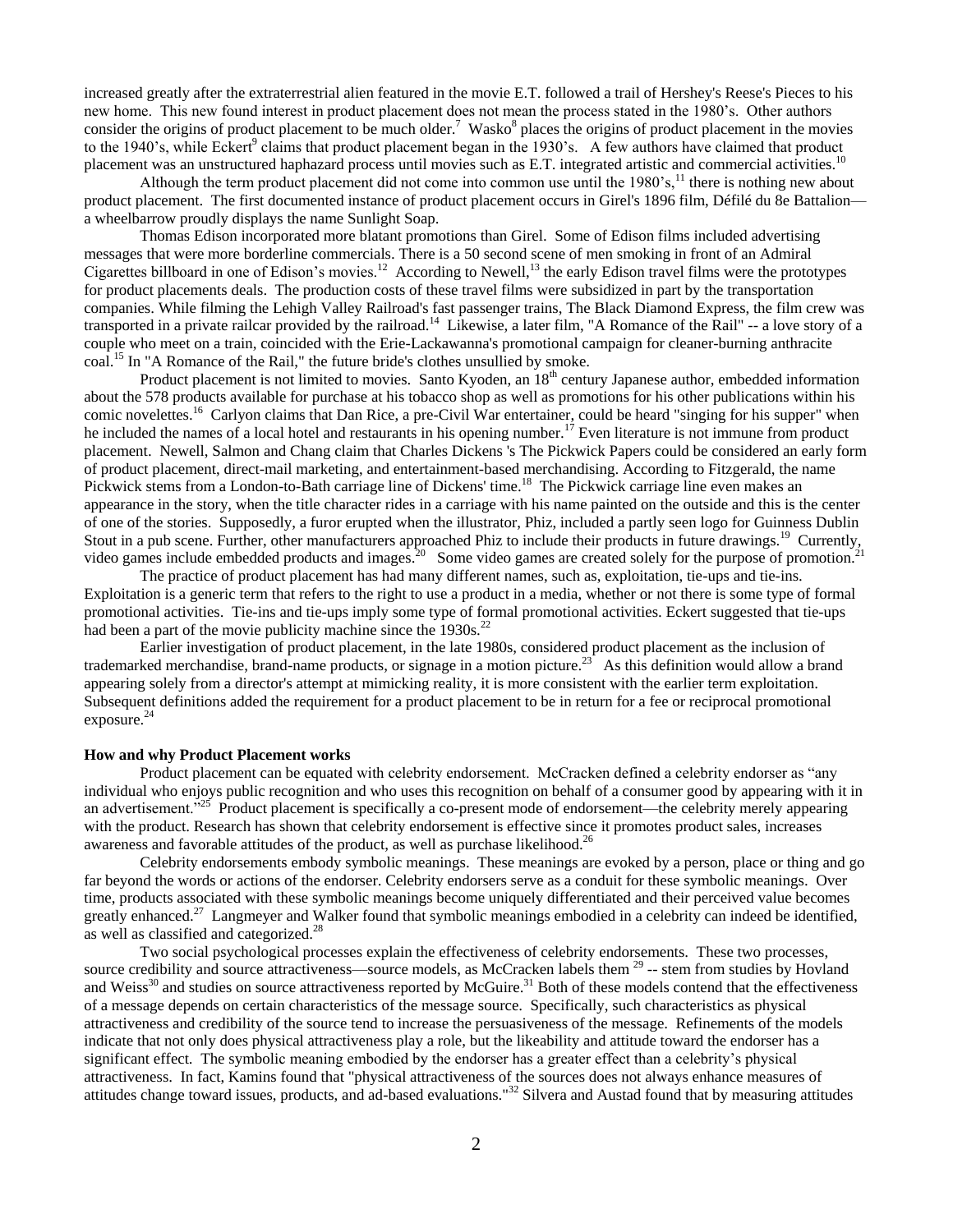increased greatly after the extraterrestrial alien featured in the movie E.T. followed a trail of Hershey's Reese's Pieces to his new home. This new found interest in product placement does not mean the process stated in the 1980's. Other authors consider the origins of product placement to be much older.[7] Wasko[8] places the origins of product placement in the movies to the 1940's, while Eckert[9] claims that product placement began in the 1930's. A few authors have claimed that product placement was an unstructured haphazard process until movies such as E.T. integrated artistic and commercial activities.[10]

Although the term product placement did not come into common use until the 1980's,[11] there is nothing new about product placement. The first documented instance of product placement occurs in Girel's 1896 film, Défilé du 8e Battalion—a wheelbarrow proudly displays the name Sunlight Soap.

Thomas Edison incorporated more blatant promotions than Girel. Some of Edison films included advertising messages that were more borderline commercials. There is a 50 second scene of men smoking in front of an Admiral Cigarettes billboard in one of Edison's movies.[12] According to Newell,[13] the early Edison travel films were the prototypes for product placements deals. The production costs of these travel films were subsidized in part by the transportation companies. While filming the Lehigh Valley Railroad's fast passenger trains, The Black Diamond Express, the film crew was transported in a private railcar provided by the railroad.[14] Likewise, a later film, "A Romance of the Rail" -- a love story of a couple who meet on a train, coincided with the Erie-Lackawanna's promotional campaign for cleaner-burning anthracite coal.[15] In "A Romance of the Rail," the future bride's clothes unsullied by smoke.

Product placement is not limited to movies. Santo Kyoden, an 18th century Japanese author, embedded information about the 578 products available for purchase at his tobacco shop as well as promotions for his other publications within his comic novelettes.[16] Carlyon claims that Dan Rice, a pre-Civil War entertainer, could be heard "singing for his supper" when he included the names of a local hotel and restaurants in his opening number.[17] Even literature is not immune from product placement. Newell, Salmon and Chang claim that Charles Dickens 's The Pickwick Papers could be considered an early form of product placement, direct-mail marketing, and entertainment-based merchandising. According to Fitzgerald, the name Pickwick stems from a London-to-Bath carriage line of Dickens' time.[18] The Pickwick carriage line even makes an appearance in the story, when the title character rides in a carriage with his name painted on the outside and this is the center of one of the stories. Supposedly, a furor erupted when the illustrator, Phiz, included a partly seen logo for Guinness Dublin Stout in a pub scene. Further, other manufacturers approached Phiz to include their products in future drawings.[19] Currently, video games include embedded products and images.[20] Some video games are created solely for the purpose of promotion.[21]

The practice of product placement has had many different names, such as, exploitation, tie-ups and tie-ins. Exploitation is a generic term that refers to the right to use a product in a media, whether or not there is some type of formal promotional activities. Tie-ins and tie-ups imply some type of formal promotional activities. Eckert suggested that tie-ups had been a part of the movie publicity machine since the 1930s.[22]

Earlier investigation of product placement, in the late 1980s, considered product placement as the inclusion of trademarked merchandise, brand-name products, or signage in a motion picture.[23] As this definition would allow a brand appearing solely from a director's attempt at mimicking reality, it is more consistent with the earlier term exploitation. Subsequent definitions added the requirement for a product placement to be in return for a fee or reciprocal promotional exposure.[24]

**How and why Product Placement works**

Product placement can be equated with celebrity endorsement. McCracken defined a celebrity endorser as "any individual who enjoys public recognition and who uses this recognition on behalf of a consumer good by appearing with it in an advertisement."[25] Product placement is specifically a co-present mode of endorsement—the celebrity merely appearing with the product. Research has shown that celebrity endorsement is effective since it promotes product sales, increases awareness and favorable attitudes of the product, as well as purchase likelihood.[26]

Celebrity endorsements embody symbolic meanings. These meanings are evoked by a person, place or thing and go far beyond the words or actions of the endorser. Celebrity endorsers serve as a conduit for these symbolic meanings. Over time, products associated with these symbolic meanings become uniquely differentiated and their perceived value becomes greatly enhanced.[27] Langmeyer and Walker found that symbolic meanings embodied in a celebrity can indeed be identified, as well as classified and categorized.[28]

Two social psychological processes explain the effectiveness of celebrity endorsements. These two processes, source credibility and source attractiveness—source models, as McCracken labels them [29] -- stem from studies by Hovland and Weiss[30] and studies on source attractiveness reported by McGuire.[31] Both of these models contend that the effectiveness of a message depends on certain characteristics of the message source. Specifically, such characteristics as physical attractiveness and credibility of the source tend to increase the persuasiveness of the message. Refinements of the models indicate that not only does physical attractiveness play a role, but the likeability and attitude toward the endorser has a significant effect. The symbolic meaning embodied by the endorser has a greater effect than a celebrity's physical attractiveness. In fact, Kamins found that "physical attractiveness of the sources does not always enhance measures of attitudes change toward issues, products, and ad-based evaluations."[32] Silvera and Austad found that by measuring attitudes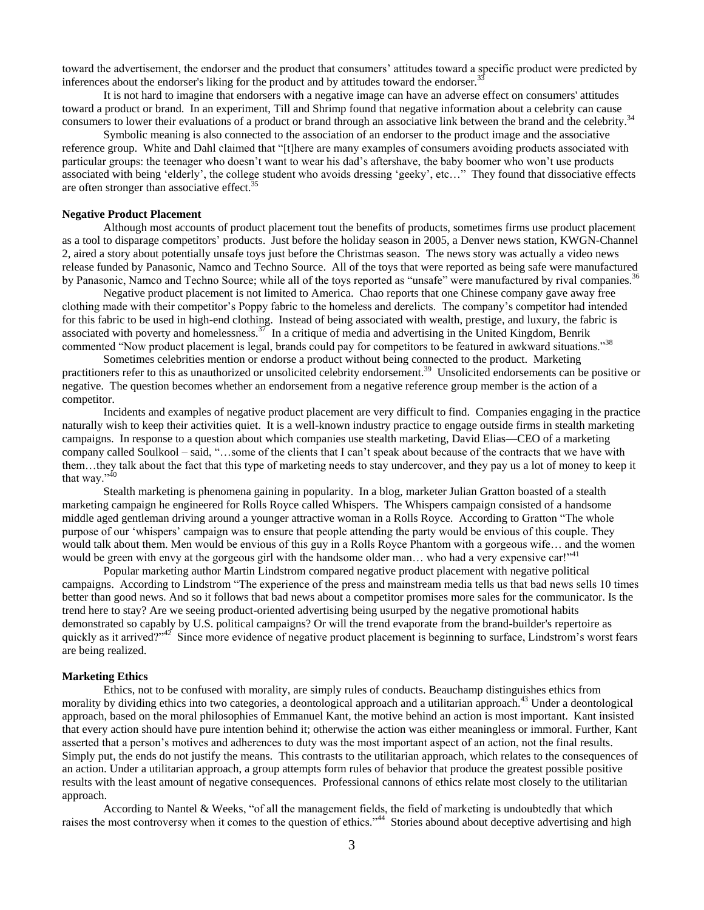toward the advertisement, the endorser and the product that consumers' attitudes toward a specific product were predicted by inferences about the endorser's liking for the product and by attitudes toward the endorser.[33]

It is not hard to imagine that endorsers with a negative image can have an adverse effect on consumers' attitudes toward a product or brand. In an experiment, Till and Shrimp found that negative information about a celebrity can cause consumers to lower their evaluations of a product or brand through an associative link between the brand and the celebrity.[34]

Symbolic meaning is also connected to the association of an endorser to the product image and the associative reference group. White and Dahl claimed that "[t]here are many examples of consumers avoiding products associated with particular groups: the teenager who doesn't want to wear his dad's aftershave, the baby boomer who won't use products associated with being 'elderly', the college student who avoids dressing 'geeky', etc…" They found that dissociative effects are often stronger than associative effect.[35]

### Negative Product Placement

Although most accounts of product placement tout the benefits of products, sometimes firms use product placement as a tool to disparage competitors' products. Just before the holiday season in 2005, a Denver news station, KWGN-Channel 2, aired a story about potentially unsafe toys just before the Christmas season. The news story was actually a video news release funded by Panasonic, Namco and Techno Source. All of the toys that were reported as being safe were manufactured by Panasonic, Namco and Techno Source; while all of the toys reported as "unsafe" were manufactured by rival companies.[36]

Negative product placement is not limited to America. Chao reports that one Chinese company gave away free clothing made with their competitor's Poppy fabric to the homeless and derelicts. The company's competitor had intended for this fabric to be used in high-end clothing. Instead of being associated with wealth, prestige, and luxury, the fabric is associated with poverty and homelessness.[37] In a critique of media and advertising in the United Kingdom, Benrik commented "Now product placement is legal, brands could pay for competitors to be featured in awkward situations."[38]

Sometimes celebrities mention or endorse a product without being connected to the product. Marketing practitioners refer to this as unauthorized or unsolicited celebrity endorsement.[39] Unsolicited endorsements can be positive or negative. The question becomes whether an endorsement from a negative reference group member is the action of a competitor.

Incidents and examples of negative product placement are very difficult to find. Companies engaging in the practice naturally wish to keep their activities quiet. It is a well-known industry practice to engage outside firms in stealth marketing campaigns. In response to a question about which companies use stealth marketing, David Elias—CEO of a marketing company called Soulkool – said, "…some of the clients that I can't speak about because of the contracts that we have with them…they talk about the fact that this type of marketing needs to stay undercover, and they pay us a lot of money to keep it that way."[40]

Stealth marketing is phenomena gaining in popularity. In a blog, marketer Julian Gratton boasted of a stealth marketing campaign he engineered for Rolls Royce called Whispers. The Whispers campaign consisted of a handsome middle aged gentleman driving around a younger attractive woman in a Rolls Royce. According to Gratton "The whole purpose of our 'whispers' campaign was to ensure that people attending the party would be envious of this couple. They would talk about them. Men would be envious of this guy in a Rolls Royce Phantom with a gorgeous wife… and the women would be green with envy at the gorgeous girl with the handsome older man… who had a very expensive car!"[41]

Popular marketing author Martin Lindstrom compared negative product placement with negative political campaigns. According to Lindstrom "The experience of the press and mainstream media tells us that bad news sells 10 times better than good news. And so it follows that bad news about a competitor promises more sales for the communicator. Is the trend here to stay? Are we seeing product-oriented advertising being usurped by the negative promotional habits demonstrated so capably by U.S. political campaigns? Or will the trend evaporate from the brand-builder's repertoire as quickly as it arrived?"[42] Since more evidence of negative product placement is beginning to surface, Lindstrom's worst fears are being realized.

### Marketing Ethics

Ethics, not to be confused with morality, are simply rules of conducts. Beauchamp distinguishes ethics from morality by dividing ethics into two categories, a deontological approach and a utilitarian approach.[43] Under a deontological approach, based on the moral philosophies of Emmanuel Kant, the motive behind an action is most important. Kant insisted that every action should have pure intention behind it; otherwise the action was either meaningless or immoral. Further, Kant asserted that a person's motives and adherences to duty was the most important aspect of an action, not the final results. Simply put, the ends do not justify the means. This contrasts to the utilitarian approach, which relates to the consequences of an action. Under a utilitarian approach, a group attempts form rules of behavior that produce the greatest possible positive results with the least amount of negative consequences. Professional cannons of ethics relate most closely to the utilitarian approach.

According to Nantel & Weeks, "of all the management fields, the field of marketing is undoubtedly that which raises the most controversy when it comes to the question of ethics."[44] Stories abound about deceptive advertising and high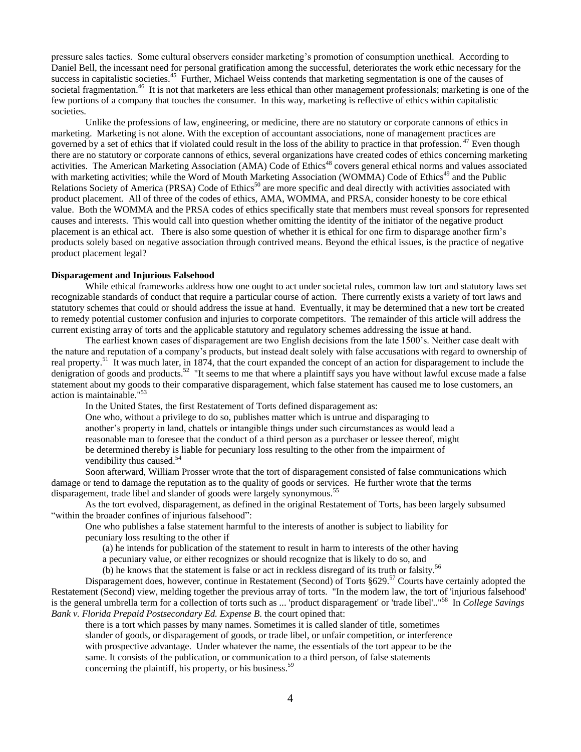pressure sales tactics. Some cultural observers consider marketing's promotion of consumption unethical. According to Daniel Bell, the incessant need for personal gratification among the successful, deteriorates the work ethic necessary for the success in capitalistic societies.[45] Further, Michael Weiss contends that marketing segmentation is one of the causes of societal fragmentation.[46] It is not that marketers are less ethical than other management professionals; marketing is one of the few portions of a company that touches the consumer. In this way, marketing is reflective of ethics within capitalistic societies.

Unlike the professions of law, engineering, or medicine, there are no statutory or corporate cannons of ethics in marketing. Marketing is not alone. With the exception of accountant associations, none of management practices are governed by a set of ethics that if violated could result in the loss of the ability to practice in that profession.[47] Even though there are no statutory or corporate cannons of ethics, several organizations have created codes of ethics concerning marketing activities. The American Marketing Association (AMA) Code of Ethics[48] covers general ethical norms and values associated with marketing activities; while the Word of Mouth Marketing Association (WOMMA) Code of Ethics[49] and the Public Relations Society of America (PRSA) Code of Ethics[50] are more specific and deal directly with activities associated with product placement. All of three of the codes of ethics, AMA, WOMMA, and PRSA, consider honesty to be core ethical value. Both the WOMMA and the PRSA codes of ethics specifically state that members must reveal sponsors for represented causes and interests. This would call into question whether omitting the identity of the initiator of the negative product placement is an ethical act. There is also some question of whether it is ethical for one firm to disparage another firm's products solely based on negative association through contrived means. Beyond the ethical issues, is the practice of negative product placement legal?

**Disparagement and Injurious Falsehood**

While ethical frameworks address how one ought to act under societal rules, common law tort and statutory laws set recognizable standards of conduct that require a particular course of action. There currently exists a variety of tort laws and statutory schemes that could or should address the issue at hand. Eventually, it may be determined that a new tort be created to remedy potential customer confusion and injuries to corporate competitors. The remainder of this article will address the current existing array of torts and the applicable statutory and regulatory schemes addressing the issue at hand.

The earliest known cases of disparagement are two English decisions from the late 1500's. Neither case dealt with the nature and reputation of a company's products, but instead dealt solely with false accusations with regard to ownership of real property.[51] It was much later, in 1874, that the court expanded the concept of an action for disparagement to include the denigration of goods and products.[52] "It seems to me that where a plaintiff says you have without lawful excuse made a false statement about my goods to their comparative disparagement, which false statement has caused me to lose customers, an action is maintainable."[53]

In the United States, the first Restatement of Torts defined disparagement as:

> One who, without a privilege to do so, publishes matter which is untrue and disparaging to another's property in land, chattels or intangible things under such circumstances as would lead a reasonable man to foresee that the conduct of a third person as a purchaser or lessee thereof, might be determined thereby is liable for pecuniary loss resulting to the other from the impairment of vendibility thus caused.[54]

Soon afterward, William Prosser wrote that the tort of disparagement consisted of false communications which damage or tend to damage the reputation as to the quality of goods or services. He further wrote that the terms disparagement, trade libel and slander of goods were largely synonymous.[55]

As the tort evolved, disparagement, as defined in the original Restatement of Torts, has been largely subsumed "within the broader confines of injurious falsehood":

> One who publishes a false statement harmful to the interests of another is subject to liability for pecuniary loss resulting to the other if
>
> (a) he intends for publication of the statement to result in harm to interests of the other having a pecuniary value, or either recognizes or should recognize that is likely to do so, and
>
> (b) he knows that the statement is false or act in reckless disregard of its truth or falsity.[56]

Disparagement does, however, continue in Restatement (Second) of Torts §629.[57] Courts have certainly adopted the Restatement (Second) view, melding together the previous array of torts. "In the modern law, the tort of 'injurious falsehood' is the general umbrella term for a collection of torts such as ... 'product disparagement' or 'trade libel'.."[58] In *College Savings Bank v. Florida Prepaid Postsecondary Ed. Expense B.* the court opined that:

> there is a tort which passes by many names. Sometimes it is called slander of title, sometimes slander of goods, or disparagement of goods, or trade libel, or unfair competition, or interference with prospective advantage. Under whatever the name, the essentials of the tort appear to be the same. It consists of the publication, or communication to a third person, of false statements concerning the plaintiff, his property, or his business.[59]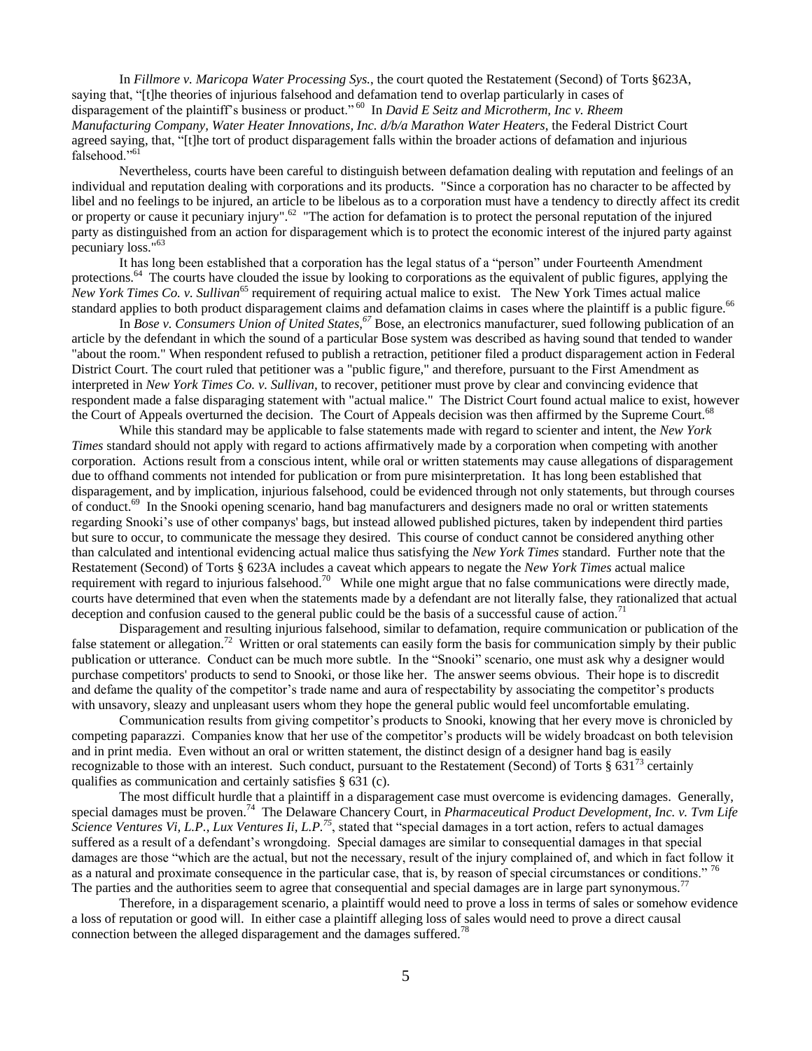In *Fillmore v. Maricopa Water Processing Sys.*, the court quoted the Restatement (Second) of Torts §623A, saying that, "[t]he theories of injurious falsehood and defamation tend to overlap particularly in cases of disparagement of the plaintiff's business or product."[60] In *David E Seitz and Microtherm, Inc v. Rheem Manufacturing Company, Water Heater Innovations, Inc. d/b/a Marathon Water Heaters*, the Federal District Court agreed saying, that, "[t]he tort of product disparagement falls within the broader actions of defamation and injurious falsehood."[61]

Nevertheless, courts have been careful to distinguish between defamation dealing with reputation and feelings of an individual and reputation dealing with corporations and its products. "Since a corporation has no character to be affected by libel and no feelings to be injured, an article to be libelous as to a corporation must have a tendency to directly affect its credit or property or cause it pecuniary injury".[62] "The action for defamation is to protect the personal reputation of the injured party as distinguished from an action for disparagement which is to protect the economic interest of the injured party against pecuniary loss."[63]

It has long been established that a corporation has the legal status of a "person" under Fourteenth Amendment protections.[64] The courts have clouded the issue by looking to corporations as the equivalent of public figures, applying the *New York Times Co. v. Sullivan*[65] requirement of requiring actual malice to exist. The New York Times actual malice standard applies to both product disparagement claims and defamation claims in cases where the plaintiff is a public figure.[66]

In *Bose v. Consumers Union of United States,*[67] Bose, an electronics manufacturer, sued following publication of an article by the defendant in which the sound of a particular Bose system was described as having sound that tended to wander "about the room." When respondent refused to publish a retraction, petitioner filed a product disparagement action in Federal District Court. The court ruled that petitioner was a "public figure," and therefore, pursuant to the First Amendment as interpreted in *New York Times Co. v. Sullivan,* to recover, petitioner must prove by clear and convincing evidence that respondent made a false disparaging statement with "actual malice." The District Court found actual malice to exist, however the Court of Appeals overturned the decision. The Court of Appeals decision was then affirmed by the Supreme Court.[68]

While this standard may be applicable to false statements made with regard to scienter and intent, the *New York Times* standard should not apply with regard to actions affirmatively made by a corporation when competing with another corporation. Actions result from a conscious intent, while oral or written statements may cause allegations of disparagement due to offhand comments not intended for publication or from pure misinterpretation. It has long been established that disparagement, and by implication, injurious falsehood, could be evidenced through not only statements, but through courses of conduct.[69] In the Snooki opening scenario, hand bag manufacturers and designers made no oral or written statements regarding Snooki's use of other companys' bags, but instead allowed published pictures, taken by independent third parties but sure to occur, to communicate the message they desired. This course of conduct cannot be considered anything other than calculated and intentional evidencing actual malice thus satisfying the *New York Times* standard. Further note that the Restatement (Second) of Torts § 623A includes a caveat which appears to negate the *New York Times* actual malice requirement with regard to injurious falsehood.[70] While one might argue that no false communications were directly made, courts have determined that even when the statements made by a defendant are not literally false, they rationalized that actual deception and confusion caused to the general public could be the basis of a successful cause of action.[71]

Disparagement and resulting injurious falsehood, similar to defamation, require communication or publication of the false statement or allegation.[72] Written or oral statements can easily form the basis for communication simply by their public publication or utterance. Conduct can be much more subtle. In the "Snooki" scenario, one must ask why a designer would purchase competitors' products to send to Snooki, or those like her. The answer seems obvious. Their hope is to discredit and defame the quality of the competitor's trade name and aura of respectability by associating the competitor's products with unsavory, sleazy and unpleasant users whom they hope the general public would feel uncomfortable emulating.

Communication results from giving competitor's products to Snooki, knowing that her every move is chronicled by competing paparazzi. Companies know that her use of the competitor's products will be widely broadcast on both television and in print media. Even without an oral or written statement, the distinct design of a designer hand bag is easily recognizable to those with an interest. Such conduct, pursuant to the Restatement (Second) of Torts § 631[73] certainly qualifies as communication and certainly satisfies § 631 (c).

The most difficult hurdle that a plaintiff in a disparagement case must overcome is evidencing damages. Generally, special damages must be proven.[74] The Delaware Chancery Court, in *Pharmaceutical Product Development, Inc. v. Tvm Life Science Ventures Vi, L.P., Lux Ventures Ii, L.P.*[75], stated that "special damages in a tort action, refers to actual damages suffered as a result of a defendant's wrongdoing. Special damages are similar to consequential damages in that special damages are those "which are the actual, but not the necessary, result of the injury complained of, and which in fact follow it as a natural and proximate consequence in the particular case, that is, by reason of special circumstances or conditions." [76] The parties and the authorities seem to agree that consequential and special damages are in large part synonymous.[77]

Therefore, in a disparagement scenario, a plaintiff would need to prove a loss in terms of sales or somehow evidence a loss of reputation or good will. In either case a plaintiff alleging loss of sales would need to prove a direct causal connection between the alleged disparagement and the damages suffered.[78]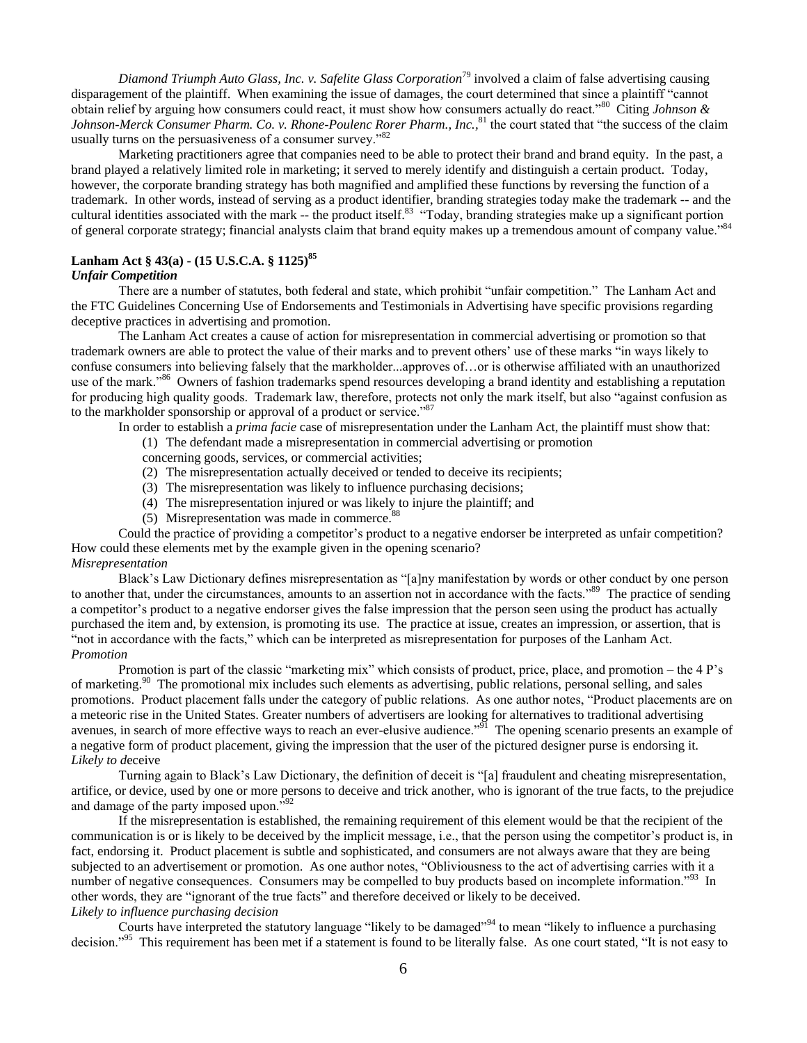*Diamond Triumph Auto Glass, Inc. v. Safelite Glass Corporation*[79] involved a claim of false advertising causing disparagement of the plaintiff. When examining the issue of damages, the court determined that since a plaintiff "cannot obtain relief by arguing how consumers could react, it must show how consumers actually do react."[80] Citing *Johnson & Johnson-Merck Consumer Pharm. Co. v. Rhone-Poulenc Rorer Pharm., Inc.*,[81] the court stated that "the success of the claim usually turns on the persuasiveness of a consumer survey."[82]

Marketing practitioners agree that companies need to be able to protect their brand and brand equity. In the past, a brand played a relatively limited role in marketing; it served to merely identify and distinguish a certain product. Today, however, the corporate branding strategy has both magnified and amplified these functions by reversing the function of a trademark. In other words, instead of serving as a product identifier, branding strategies today make the trademark -- and the cultural identities associated with the mark -- the product itself.[83] "Today, branding strategies make up a significant portion of general corporate strategy; financial analysts claim that brand equity makes up a tremendous amount of company value."[84]

### Lanham Act § 43(a) - (15 U.S.C.A. § 1125)[85]

#### *Unfair Competition*

There are a number of statutes, both federal and state, which prohibit "unfair competition." The Lanham Act and the FTC Guidelines Concerning Use of Endorsements and Testimonials in Advertising have specific provisions regarding deceptive practices in advertising and promotion.

The Lanham Act creates a cause of action for misrepresentation in commercial advertising or promotion so that trademark owners are able to protect the value of their marks and to prevent others' use of these marks "in ways likely to confuse consumers into believing falsely that the markholder...approves of…or is otherwise affiliated with an unauthorized use of the mark."[86] Owners of fashion trademarks spend resources developing a brand identity and establishing a reputation for producing high quality goods. Trademark law, therefore, protects not only the mark itself, but also "against confusion as to the markholder sponsorship or approval of a product or service."[87]

In order to establish a *prima facie* case of misrepresentation under the Lanham Act, the plaintiff must show that:

(1) The defendant made a misrepresentation in commercial advertising or promotion concerning goods, services, or commercial activities;
(2) The misrepresentation actually deceived or tended to deceive its recipients;
(3) The misrepresentation was likely to influence purchasing decisions;
(4) The misrepresentation injured or was likely to injure the plaintiff; and
(5) Misrepresentation was made in commerce.[88]

Could the practice of providing a competitor's product to a negative endorser be interpreted as unfair competition? How could these elements met by the example given in the opening scenario?

#### *Misrepresentation*

Black's Law Dictionary defines misrepresentation as "[a]ny manifestation by words or other conduct by one person to another that, under the circumstances, amounts to an assertion not in accordance with the facts."[89] The practice of sending a competitor's product to a negative endorser gives the false impression that the person seen using the product has actually purchased the item and, by extension, is promoting its use. The practice at issue, creates an impression, or assertion, that is "not in accordance with the facts," which can be interpreted as misrepresentation for purposes of the Lanham Act.

#### *Promotion*

Promotion is part of the classic "marketing mix" which consists of product, price, place, and promotion – the 4 P's of marketing.[90] The promotional mix includes such elements as advertising, public relations, personal selling, and sales promotions. Product placement falls under the category of public relations. As one author notes, "Product placements are on a meteoric rise in the United States. Greater numbers of advertisers are looking for alternatives to traditional advertising avenues, in search of more effective ways to reach an ever-elusive audience."[91] The opening scenario presents an example of a negative form of product placement, giving the impression that the user of the pictured designer purse is endorsing it.

#### *Likely to d*eceive

Turning again to Black's Law Dictionary, the definition of deceit is "[a] fraudulent and cheating misrepresentation, artifice, or device, used by one or more persons to deceive and trick another, who is ignorant of the true facts, to the prejudice and damage of the party imposed upon."[92]

If the misrepresentation is established, the remaining requirement of this element would be that the recipient of the communication is or is likely to be deceived by the implicit message, i.e., that the person using the competitor's product is, in fact, endorsing it. Product placement is subtle and sophisticated, and consumers are not always aware that they are being subjected to an advertisement or promotion. As one author notes, "Obliviousness to the act of advertising carries with it a number of negative consequences. Consumers may be compelled to buy products based on incomplete information."[93] In other words, they are "ignorant of the true facts" and therefore deceived or likely to be deceived.

#### *Likely to influence purchasing decision*

Courts have interpreted the statutory language "likely to be damaged"[94] to mean "likely to influence a purchasing decision."[95] This requirement has been met if a statement is found to be literally false. As one court stated, "It is not easy to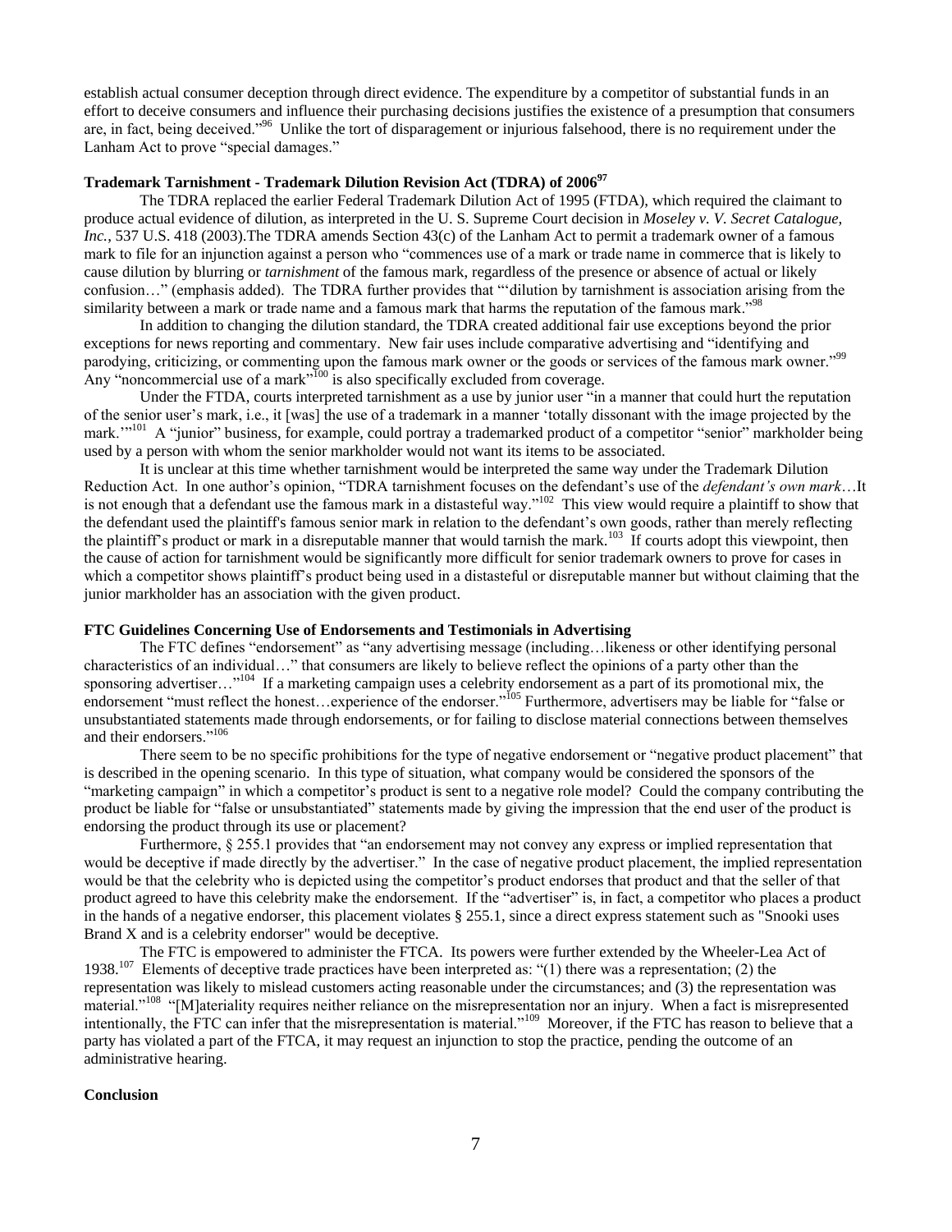establish actual consumer deception through direct evidence. The expenditure by a competitor of substantial funds in an effort to deceive consumers and influence their purchasing decisions justifies the existence of a presumption that consumers are, in fact, being deceived."[96] Unlike the tort of disparagement or injurious falsehood, there is no requirement under the Lanham Act to prove "special damages."

**Trademark Tarnishment - Trademark Dilution Revision Act (TDRA) of 2006[97]**

The TDRA replaced the earlier Federal Trademark Dilution Act of 1995 (FTDA), which required the claimant to produce actual evidence of dilution, as interpreted in the U. S. Supreme Court decision in *Moseley v. V. Secret Catalogue, Inc.*, 537 U.S. 418 (2003).The TDRA amends Section 43(c) of the Lanham Act to permit a trademark owner of a famous mark to file for an injunction against a person who "commences use of a mark or trade name in commerce that is likely to cause dilution by blurring or *tarnishment* of the famous mark, regardless of the presence or absence of actual or likely confusion…" (emphasis added). The TDRA further provides that "'dilution by tarnishment is association arising from the similarity between a mark or trade name and a famous mark that harms the reputation of the famous mark."[98]

In addition to changing the dilution standard, the TDRA created additional fair use exceptions beyond the prior exceptions for news reporting and commentary. New fair uses include comparative advertising and "identifying and parodying, criticizing, or commenting upon the famous mark owner or the goods or services of the famous mark owner."[99] Any "noncommercial use of a mark"[100] is also specifically excluded from coverage.

Under the FTDA, courts interpreted tarnishment as a use by junior user "in a manner that could hurt the reputation of the senior user's mark, i.e., it [was] the use of a trademark in a manner 'totally dissonant with the image projected by the mark.'"[101] A "junior" business, for example, could portray a trademarked product of a competitor "senior" markholder being used by a person with whom the senior markholder would not want its items to be associated.

It is unclear at this time whether tarnishment would be interpreted the same way under the Trademark Dilution Reduction Act. In one author's opinion, "TDRA tarnishment focuses on the defendant's use of the *defendant's own mark*…It is not enough that a defendant use the famous mark in a distasteful way."[102] This view would require a plaintiff to show that the defendant used the plaintiff's famous senior mark in relation to the defendant's own goods, rather than merely reflecting the plaintiff's product or mark in a disreputable manner that would tarnish the mark.[103] If courts adopt this viewpoint, then the cause of action for tarnishment would be significantly more difficult for senior trademark owners to prove for cases in which a competitor shows plaintiff's product being used in a distasteful or disreputable manner but without claiming that the junior markholder has an association with the given product.

**FTC Guidelines Concerning Use of Endorsements and Testimonials in Advertising**

The FTC defines "endorsement" as "any advertising message (including…likeness or other identifying personal characteristics of an individual…" that consumers are likely to believe reflect the opinions of a party other than the sponsoring advertiser…"[104] If a marketing campaign uses a celebrity endorsement as a part of its promotional mix, the endorsement "must reflect the honest…experience of the endorser."[105] Furthermore, advertisers may be liable for "false or unsubstantiated statements made through endorsements, or for failing to disclose material connections between themselves and their endorsers."[106]

There seem to be no specific prohibitions for the type of negative endorsement or "negative product placement" that is described in the opening scenario. In this type of situation, what company would be considered the sponsors of the "marketing campaign" in which a competitor's product is sent to a negative role model? Could the company contributing the product be liable for "false or unsubstantiated" statements made by giving the impression that the end user of the product is endorsing the product through its use or placement?

Furthermore, § 255.1 provides that "an endorsement may not convey any express or implied representation that would be deceptive if made directly by the advertiser." In the case of negative product placement, the implied representation would be that the celebrity who is depicted using the competitor's product endorses that product and that the seller of that product agreed to have this celebrity make the endorsement. If the "advertiser" is, in fact, a competitor who places a product in the hands of a negative endorser, this placement violates § 255.1, since a direct express statement such as "Snooki uses Brand X and is a celebrity endorser" would be deceptive.

The FTC is empowered to administer the FTCA. Its powers were further extended by the Wheeler-Lea Act of 1938.[107] Elements of deceptive trade practices have been interpreted as: "(1) there was a representation; (2) the representation was likely to mislead customers acting reasonable under the circumstances; and (3) the representation was material."[108] "[M]ateriality requires neither reliance on the misrepresentation nor an injury. When a fact is misrepresented intentionally, the FTC can infer that the misrepresentation is material."[109] Moreover, if the FTC has reason to believe that a party has violated a part of the FTCA, it may request an injunction to stop the practice, pending the outcome of an administrative hearing.

**Conclusion**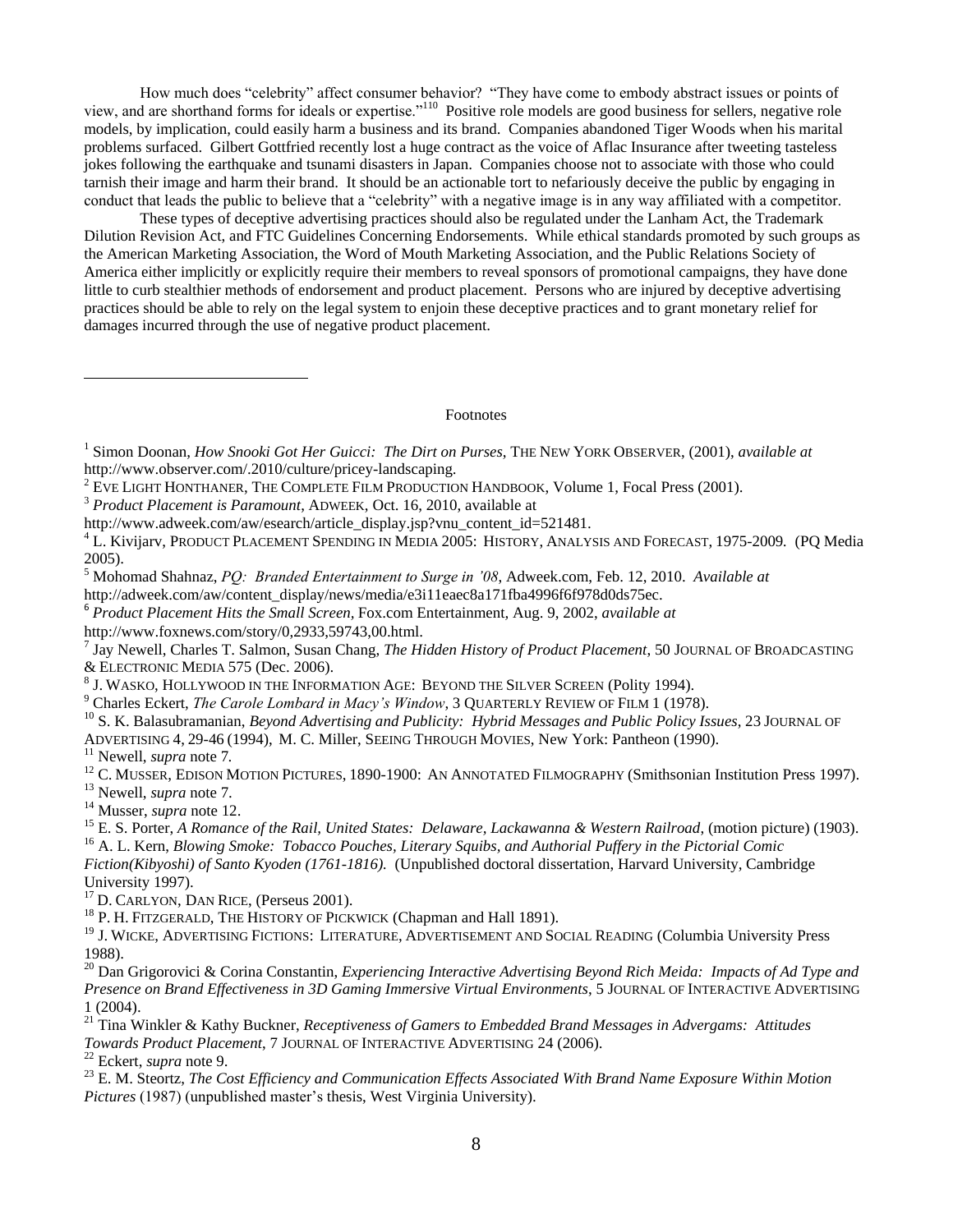How much does "celebrity" affect consumer behavior? "They have come to embody abstract issues or points of view, and are shorthand forms for ideals or expertise."[110] Positive role models are good business for sellers, negative role models, by implication, could easily harm a business and its brand. Companies abandoned Tiger Woods when his marital problems surfaced. Gilbert Gottfried recently lost a huge contract as the voice of Aflac Insurance after tweeting tasteless jokes following the earthquake and tsunami disasters in Japan. Companies choose not to associate with those who could tarnish their image and harm their brand. It should be an actionable tort to nefariously deceive the public by engaging in conduct that leads the public to believe that a "celebrity" with a negative image is in any way affiliated with a competitor.

These types of deceptive advertising practices should also be regulated under the Lanham Act, the Trademark Dilution Revision Act, and FTC Guidelines Concerning Endorsements. While ethical standards promoted by such groups as the American Marketing Association, the Word of Mouth Marketing Association, and the Public Relations Society of America either implicitly or explicitly require their members to reveal sponsors of promotional campaigns, they have done little to curb stealthier methods of endorsement and product placement. Persons who are injured by deceptive advertising practices should be able to rely on the legal system to enjoin these deceptive practices and to grant monetary relief for damages incurred through the use of negative product placement.

---

Footnotes

[1] Simon Doonan, *How Snooki Got Her Gucci: The Dirt on Purses*, THE NEW YORK OBSERVER, (2001), *available at* http://www.observer.com/.2010/culture/pricey-landscaping.

[2] EVE LIGHT HONTHANER, THE COMPLETE FILM PRODUCTION HANDBOOK, Volume 1, Focal Press (2001).

[3] *Product Placement is Paramount*, ADWEEK, Oct. 16, 2010, available at http://www.adweek.com/aw/esearch/article_display.jsp?vnu_content_id=521481.

[4] L. Kivijarv, PRODUCT PLACEMENT SPENDING IN MEDIA 2005: HISTORY, ANALYSIS AND FORECAST, 1975-2009. (PQ Media 2005).

[5] Mohomad Shahnaz, *PQ: Branded Entertainment to Surge in '08*, Adweek.com, Feb. 12, 2010. *Available at* http://adweek.com/aw/content_display/news/media/e3i11eaec8a171fba4996f6f978d0ds75ec.

[6] *Product Placement Hits the Small Screen*, Fox.com Entertainment, Aug. 9, 2002, *available at* http://www.foxnews.com/story/0,2933,59743,00.html.

[7] Jay Newell, Charles T. Salmon, Susan Chang, *The Hidden History of Product Placement*, 50 JOURNAL OF BROADCASTING & ELECTRONIC MEDIA 575 (Dec. 2006).

[8] J. WASKO, HOLLYWOOD IN THE INFORMATION AGE: BEYOND THE SILVER SCREEN (Polity 1994).

[9] Charles Eckert, *The Carole Lombard in Macy's Window*, 3 QUARTERLY REVIEW OF FILM 1 (1978).

[10] S. K. Balasubramanian, *Beyond Advertising and Publicity: Hybrid Messages and Public Policy Issues*, 23 JOURNAL OF ADVERTISING 4, 29-46 (1994), M. C. Miller, SEEING THROUGH MOVIES, New York: Pantheon (1990).

[11] Newell, *supra* note 7.

[12] C. MUSSER, EDISON MOTION PICTURES, 1890-1900: AN ANNOTATED FILMOGRAPHY (Smithsonian Institution Press 1997).

[13] Newell, *supra* note 7.

[14] Musser, *supra* note 12.

[15] E. S. Porter, *A Romance of the Rail, United States: Delaware, Lackawanna & Western Railroad*, (motion picture) (1903).

[16] A. L. Kern, *Blowing Smoke: Tobacco Pouches, Literary Squibs, and Authorial Puffery in the Pictorial Comic Fiction(Kibyoshi) of Santo Kyoden (1761-1816).* (Unpublished doctoral dissertation, Harvard University, Cambridge University 1997).

[17] D. CARLYON, DAN RICE, (Perseus 2001).

[18] P. H. FITZGERALD, THE HISTORY OF PICKWICK (Chapman and Hall 1891).

[19] J. WICKE, ADVERTISING FICTIONS: LITERATURE, ADVERTISEMENT AND SOCIAL READING (Columbia University Press 1988).

[20] Dan Grigorovici & Corina Constantin, *Experiencing Interactive Advertising Beyond Rich Meida: Impacts of Ad Type and Presence on Brand Effectiveness in 3D Gaming Immersive Virtual Environments*, 5 JOURNAL OF INTERACTIVE ADVERTISING 1 (2004).

[21] Tina Winkler & Kathy Buckner, *Receptiveness of Gamers to Embedded Brand Messages in Advergams: Attitudes Towards Product Placement*, 7 JOURNAL OF INTERACTIVE ADVERTISING 24 (2006).

[22] Eckert, *supra* note 9.

[23] E. M. Steortz, *The Cost Efficiency and Communication Effects Associated With Brand Name Exposure Within Motion Pictures* (1987) (unpublished master's thesis, West Virginia University).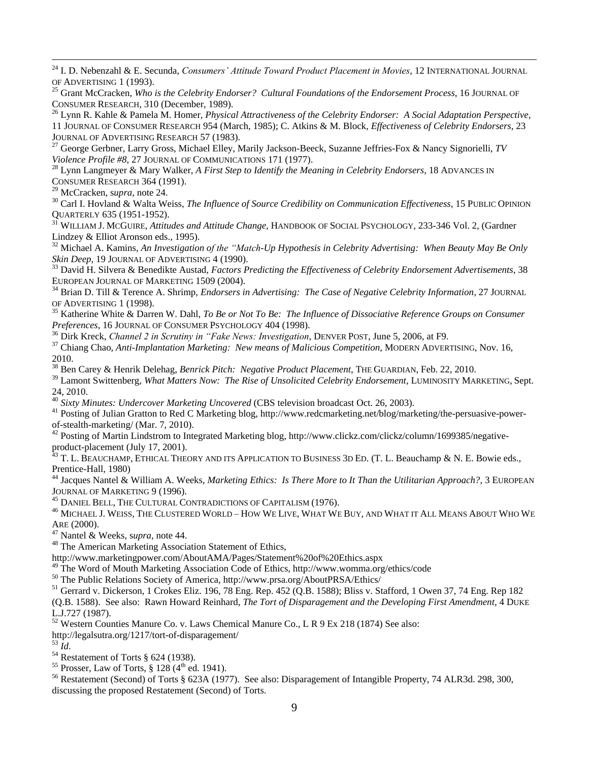[24] I. D. Nebenzahl & E. Secunda, *Consumers' Attitude Toward Product Placement in Movies*, 12 INTERNATIONAL JOURNAL OF ADVERTISING 1 (1993).

[25] Grant McCracken, *Who is the Celebrity Endorser? Cultural Foundations of the Endorsement Process*, 16 JOURNAL OF CONSUMER RESEARCH, 310 (December, 1989).

[26] Lynn R. Kahle & Pamela M. Homer, *Physical Attractiveness of the Celebrity Endorser: A Social Adaptation Perspective*, 11 JOURNAL OF CONSUMER RESEARCH 954 (March, 1985); C. Atkins & M. Block, *Effectiveness of Celebrity Endorsers*, 23 JOURNAL OF ADVERTISING RESEARCH 57 (1983).

[27] George Gerbner, Larry Gross, Michael Elley, Marily Jackson-Beeck, Suzanne Jeffries-Fox & Nancy Signorielli, *TV Violence Profile #8*, 27 JOURNAL OF COMMUNICATIONS 171 (1977).

[28] Lynn Langmeyer & Mary Walker, *A First Step to Identify the Meaning in Celebrity Endorsers*, 18 ADVANCES IN CONSUMER RESEARCH 364 (1991).

[29] McCracken, s*upra*, note 24.

[30] Carl I. Hovland & Walta Weiss, *The Influence of Source Credibility on Communication Effectiveness*, 15 PUBLIC OPINION QUARTERLY 635 (1951-1952).

[31] WILLIAM J. MCGUIRE, *Attitudes and Attitude Change*, HANDBOOK OF SOCIAL PSYCHOLOGY, 233-346 Vol. 2, (Gardner Lindzey & Elliot Aronson eds., 1995).

[32] Michael A. Kamins, *An Investigation of the "Match-Up Hypothesis in Celebrity Advertising: When Beauty May Be Only Skin Deep*, 19 JOURNAL OF ADVERTISING 4 (1990).

[33] David H. Silvera & Benedikte Austad, *Factors Predicting the Effectiveness of Celebrity Endorsement Advertisements*, 38 EUROPEAN JOURNAL OF MARKETING 1509 (2004).

[34] Brian D. Till & Terence A. Shrimp, *Endorsers in Advertising: The Case of Negative Celebrity Information*, 27 JOURNAL OF ADVERTISING 1 (1998).

[35] Katherine White & Darren W. Dahl, *To Be or Not To Be: The Influence of Dissociative Reference Groups on Consumer Preferences*, 16 JOURNAL OF CONSUMER PSYCHOLOGY 404 (1998).

[36] Dirk Kreck, *Channel 2 in Scrutiny in "Fake News: Investigation*, DENVER POST, June 5, 2006, at F9.

[37] Chiang Chao, *Anti-Implantation Marketing: New means of Malicious Competition*, MODERN ADVERTISING, Nov. 16, 2010.

[38] Ben Carey & Henrik Delehag, *Benrick Pitch: Negative Product Placement*, THE GUARDIAN, Feb. 22, 2010.

[39] Lamont Swittenberg, *What Matters Now: The Rise of Unsolicited Celebrity Endorsement*, LUMINOSITY MARKETING, Sept. 24, 2010.

[40] *Sixty Minutes: Undercover Marketing Uncovered* (CBS television broadcast Oct. 26, 2003).

[41] Posting of Julian Gratton to Red C Marketing blog, http://www.redcmarketing.net/blog/marketing/the-persuasive-power-of-stealth-marketing/ (Mar. 7, 2010).

[42] Posting of Martin Lindstrom to Integrated Marketing blog, http://www.clickz.com/clickz/column/1699385/negative-product-placement (July 17, 2001).

[43] T. L. BEAUCHAMP, ETHICAL THEORY AND ITS APPLICATION TO BUSINESS 3D ED. (T. L. Beauchamp & N. E. Bowie eds., Prentice-Hall, 1980)

[44] Jacques Nantel & William A. Weeks, *Marketing Ethics: Is There More to It Than the Utilitarian Approach?*, 3 EUROPEAN JOURNAL OF MARKETING 9 (1996).

[45] DANIEL BELL, THE CULTURAL CONTRADICTIONS OF CAPITALISM (1976).

[46] MICHAEL J. WEISS, THE CLUSTERED WORLD – HOW WE LIVE, WHAT WE BUY, AND WHAT IT ALL MEANS ABOUT WHO WE ARE (2000).

[47] Nantel & Weeks, s*upra*, note 44.

[48] The American Marketing Association Statement of Ethics, http://www.marketingpower.com/AboutAMA/Pages/Statement%20of%20Ethics.aspx

[49] The Word of Mouth Marketing Association Code of Ethics, http://www.womma.org/ethics/code

[50] The Public Relations Society of America, http://www.prsa.org/AboutPRSA/Ethics/

[51] Gerrard v. Dickerson, 1 Crokes Eliz. 196, 78 Eng. Rep. 452 (Q.B. 1588); Bliss v. Stafford, 1 Owen 37, 74 Eng. Rep 182 (Q.B. 1588). See also: Rawn Howard Reinhard, *The Tort of Disparagement and the Developing First Amendment*, 4 DUKE L.J.727 (1987).

[52] Western Counties Manure Co. v. Laws Chemical Manure Co., L R 9 Ex 218 (1874) See also: http://legalsutra.org/1217/tort-of-disparagement/

[53] *Id*.

[54] Restatement of Torts § 624 (1938).

[55] Prosser, Law of Torts, § 128 (4th ed. 1941).

[56] Restatement (Second) of Torts § 623A (1977). See also: Disparagement of Intangible Property, 74 ALR3d. 298, 300, discussing the proposed Restatement (Second) of Torts.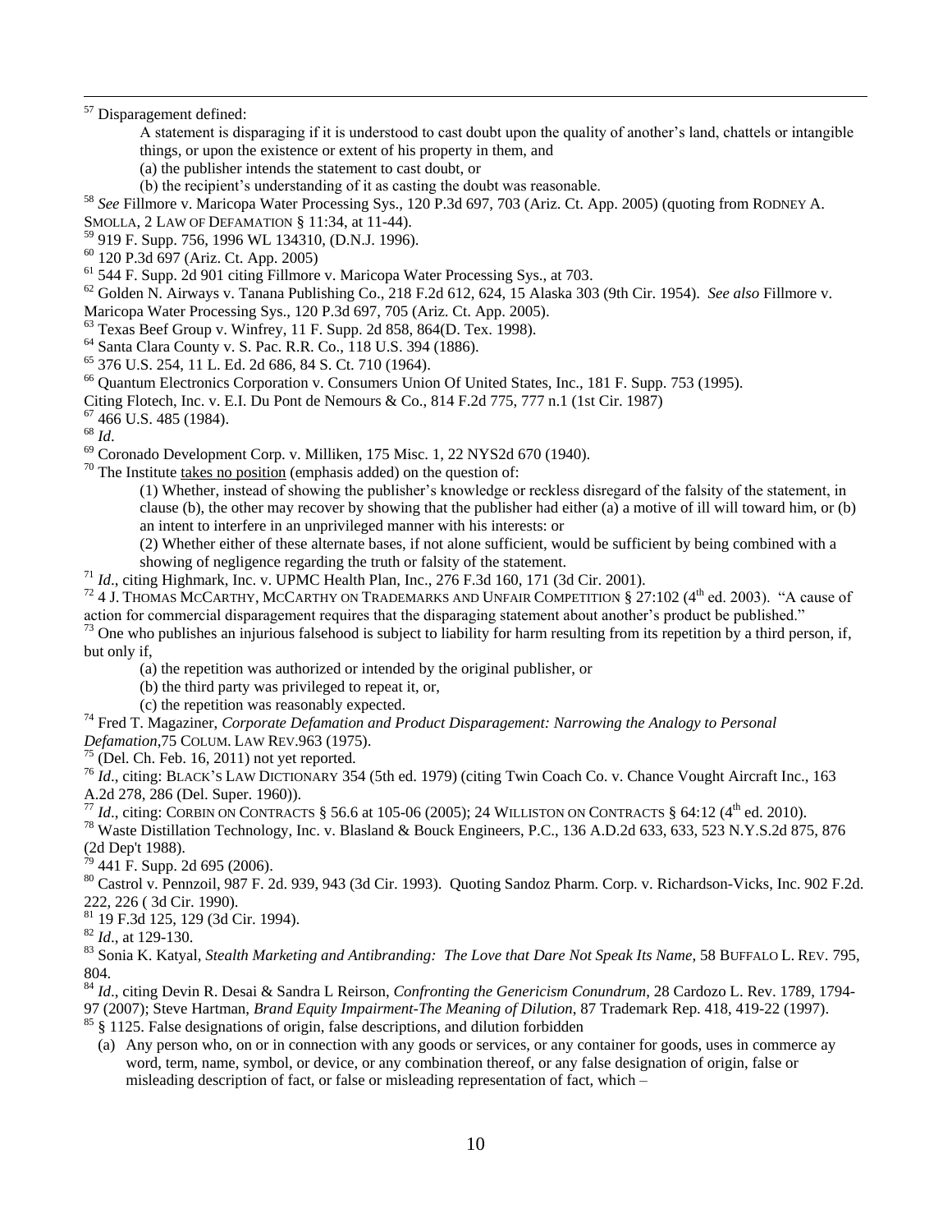[57] Disparagement defined:

> A statement is disparaging if it is understood to cast doubt upon the quality of another's land, chattels or intangible things, or upon the existence or extent of his property in them, and
>
> (a) the publisher intends the statement to cast doubt, or
>
> (b) the recipient's understanding of it as casting the doubt was reasonable.

[58] *See* Fillmore v. Maricopa Water Processing Sys., 120 P.3d 697, 703 (Ariz. Ct. App. 2005) (quoting from RODNEY A. SMOLLA, 2 LAW OF DEFAMATION § 11:34, at 11-44).

[59] 919 F. Supp. 756, 1996 WL 134310, (D.N.J. 1996).

[60] 120 P.3d 697 (Ariz. Ct. App. 2005)

[61] 544 F. Supp. 2d 901 citing Fillmore v. Maricopa Water Processing Sys., at 703.

[62] Golden N. Airways v. Tanana Publishing Co., 218 F.2d 612, 624, 15 Alaska 303 (9th Cir. 1954). *See also* Fillmore v. Maricopa Water Processing Sys., 120 P.3d 697, 705 (Ariz. Ct. App. 2005).

[63] Texas Beef Group v. Winfrey, 11 F. Supp. 2d 858, 864(D. Tex. 1998).

[64] Santa Clara County v. S. Pac. R.R. Co., 118 U.S. 394 (1886).

[65] 376 U.S. 254, 11 L. Ed. 2d 686, 84 S. Ct. 710 (1964).

[66] Quantum Electronics Corporation v. Consumers Union Of United States, Inc., 181 F. Supp. 753 (1995).
Citing Flotech, Inc. v. E.I. Du Pont de Nemours & Co., 814 F.2d 775, 777 n.1 (1st Cir. 1987)

[67] 466 U.S. 485 (1984).

[68] *Id*.

[69] Coronado Development Corp. v. Milliken, 175 Misc. 1, 22 NYS2d 670 (1940).

[70] The Institute <u>takes no position</u> (emphasis added) on the question of:

> (1) Whether, instead of showing the publisher's knowledge or reckless disregard of the falsity of the statement, in clause (b), the other may recover by showing that the publisher had either (a) a motive of ill will toward him, or (b) an intent to interfere in an unprivileged manner with his interests: or
>
> (2) Whether either of these alternate bases, if not alone sufficient, would be sufficient by being combined with a showing of negligence regarding the truth or falsity of the statement.

[71] *Id*., citing Highmark, Inc. v. UPMC Health Plan, Inc., 276 F.3d 160, 171 (3d Cir. 2001).

[72] 4 J. THOMAS MCCARTHY, MCCARTHY ON TRADEMARKS AND UNFAIR COMPETITION § 27:102 (4th ed. 2003). "A cause of action for commercial disparagement requires that the disparaging statement about another's product be published."

[73] One who publishes an injurious falsehood is subject to liability for harm resulting from its repetition by a third person, if, but only if,

> (a) the repetition was authorized or intended by the original publisher, or
>
> (b) the third party was privileged to repeat it, or,
>
> (c) the repetition was reasonably expected.

[74] Fred T. Magaziner, *Corporate Defamation and Product Disparagement: Narrowing the Analogy to Personal Defamation*,75 COLUM. LAW REV.963 (1975).

[75] (Del. Ch. Feb. 16, 2011) not yet reported.

[76] *Id*., citing: BLACK'S LAW DICTIONARY 354 (5th ed. 1979) (citing Twin Coach Co. v. Chance Vought Aircraft Inc., 163 A.2d 278, 286 (Del. Super. 1960)).

[77] *Id*., citing: CORBIN ON CONTRACTS § 56.6 at 105-06 (2005); 24 WILLISTON ON CONTRACTS § 64:12 (4th ed. 2010).

[78] Waste Distillation Technology, Inc. v. Blasland & Bouck Engineers, P.C., 136 A.D.2d 633, 633, 523 N.Y.S.2d 875, 876 (2d Dep't 1988).

[79] 441 F. Supp. 2d 695 (2006).

[80] Castrol v. Pennzoil, 987 F. 2d. 939, 943 (3d Cir. 1993). Quoting Sandoz Pharm. Corp. v. Richardson-Vicks, Inc. 902 F.2d. 222, 226 ( 3d Cir. 1990).

[81] 19 F.3d 125, 129 (3d Cir. 1994).

[82] *Id*., at 129-130.

[83] Sonia K. Katyal, *Stealth Marketing and Antibranding: The Love that Dare Not Speak Its Name*, 58 BUFFALO L. REV. 795, 804.

[84] *Id*., citing Devin R. Desai & Sandra L Reirson, *Confronting the Genericism Conundrum*, 28 Cardozo L. Rev. 1789, 1794-97 (2007); Steve Hartman, *Brand Equity Impairment-The Meaning of Dilution*, 87 Trademark Rep. 418, 419-22 (1997).

[85] § 1125. False designations of origin, false descriptions, and dilution forbidden

(a) Any person who, on or in connection with any goods or services, or any container for goods, uses in commerce ay word, term, name, symbol, or device, or any combination thereof, or any false designation of origin, false or misleading description of fact, or false or misleading representation of fact, which –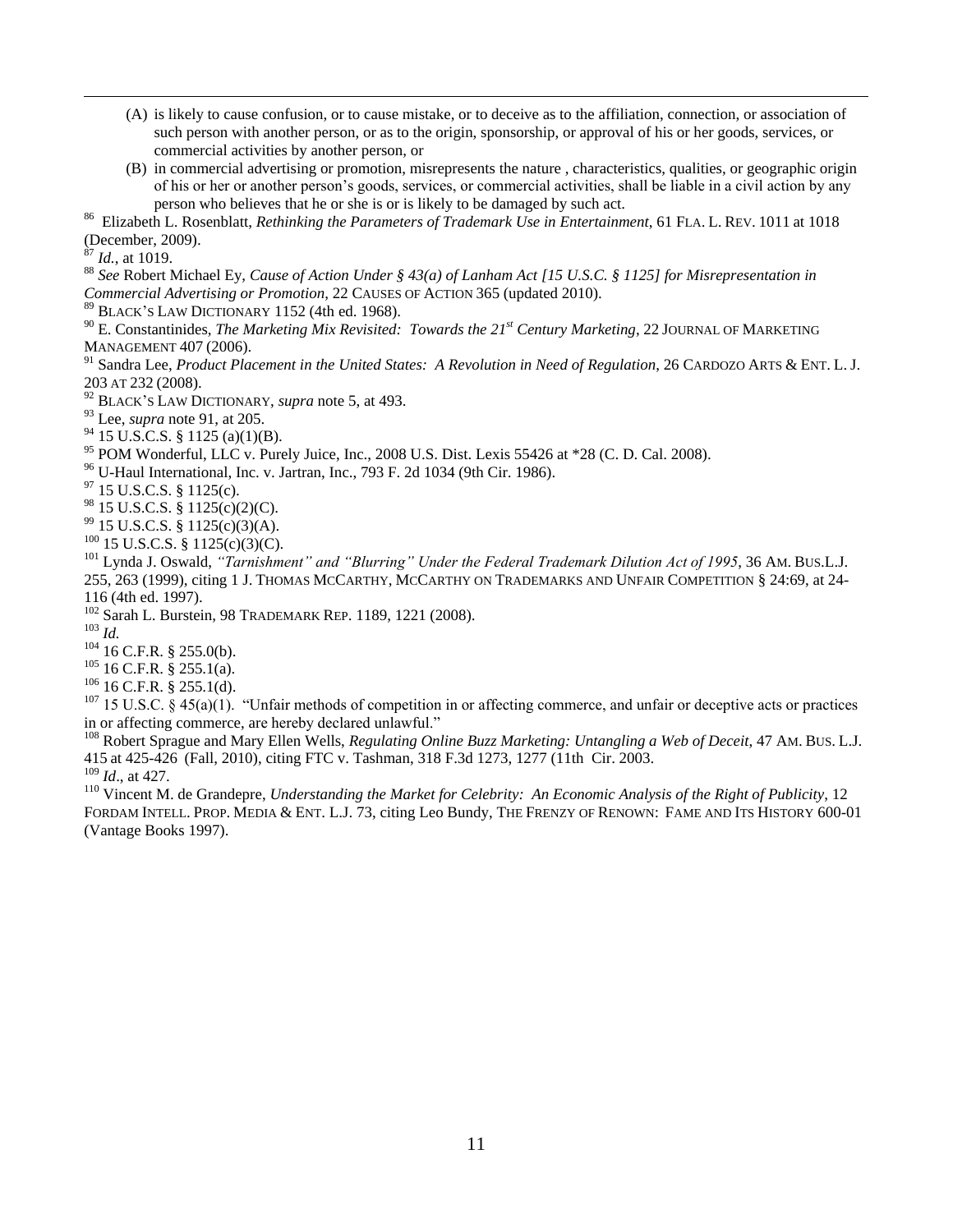(A) is likely to cause confusion, or to cause mistake, or to deceive as to the affiliation, connection, or association of such person with another person, or as to the origin, sponsorship, or approval of his or her goods, services, or commercial activities by another person, or

(B) in commercial advertising or promotion, misrepresents the nature , characteristics, qualities, or geographic origin of his or her or another person's goods, services, or commercial activities, shall be liable in a civil action by any person who believes that he or she is or is likely to be damaged by such act.

[86] Elizabeth L. Rosenblatt, *Rethinking the Parameters of Trademark Use in Entertainment*, 61 FLA. L. REV. 1011 at 1018 (December, 2009).

[87] *Id.*, at 1019.

[88] *See* Robert Michael Ey, *Cause of Action Under § 43(a) of Lanham Act [15 U.S.C. § 1125] for Misrepresentation in Commercial Advertising or Promotion*, 22 CAUSES OF ACTION 365 (updated 2010).

[89] BLACK'S LAW DICTIONARY 1152 (4th ed. 1968).

[90] E. Constantinides, *The Marketing Mix Revisited: Towards the 21st Century Marketing*, 22 JOURNAL OF MARKETING MANAGEMENT 407 (2006).

[91] Sandra Lee, *Product Placement in the United States: A Revolution in Need of Regulation*, 26 CARDOZO ARTS & ENT. L. J. 203 AT 232 (2008).

[92] BLACK'S LAW DICTIONARY, *supra* note 5, at 493.

[93] Lee, *supra* note 91, at 205.

[94] 15 U.S.C.S. § 1125 (a)(1)(B).

[95] POM Wonderful, LLC v. Purely Juice, Inc., 2008 U.S. Dist. Lexis 55426 at *28 (C. D. Cal. 2008).

[96] U-Haul International, Inc. v. Jartran, Inc., 793 F. 2d 1034 (9th Cir. 1986).

[97] 15 U.S.C.S. § 1125(c).

[98] 15 U.S.C.S. § 1125(c)(2)(C).

[99] 15 U.S.C.S. § 1125(c)(3)(A).

[100] 15 U.S.C.S. § 1125(c)(3)(C).

[101] Lynda J. Oswald, *"Tarnishment" and "Blurring" Under the Federal Trademark Dilution Act of 1995*, 36 AM. BUS.L.J. 255, 263 (1999), citing 1 J. THOMAS MCCARTHY, MCCARTHY ON TRADEMARKS AND UNFAIR COMPETITION § 24:69, at 24-116 (4th ed. 1997).

[102] Sarah L. Burstein, 98 TRADEMARK REP. 1189, 1221 (2008).

[103] *Id.*

[104] 16 C.F.R. § 255.0(b).

[105] 16 C.F.R. § 255.1(a).

[106] 16 C.F.R. § 255.1(d).

[107] 15 U.S.C. § 45(a)(1). "Unfair methods of competition in or affecting commerce, and unfair or deceptive acts or practices in or affecting commerce, are hereby declared unlawful."

[108] Robert Sprague and Mary Ellen Wells, *Regulating Online Buzz Marketing: Untangling a Web of Deceit*, 47 AM. BUS. L.J. 415 at 425-426 (Fall, 2010), citing FTC v. Tashman, 318 F.3d 1273, 1277 (11th Cir. 2003.

[109] *Id*., at 427.

[110] Vincent M. de Grandepre, *Understanding the Market for Celebrity: An Economic Analysis of the Right of Publicity*, 12 FORDAM INTELL. PROP. MEDIA & ENT. L.J. 73, citing Leo Bundy, THE FRENZY OF RENOWN: FAME AND ITS HISTORY 600-01 (Vantage Books 1997).